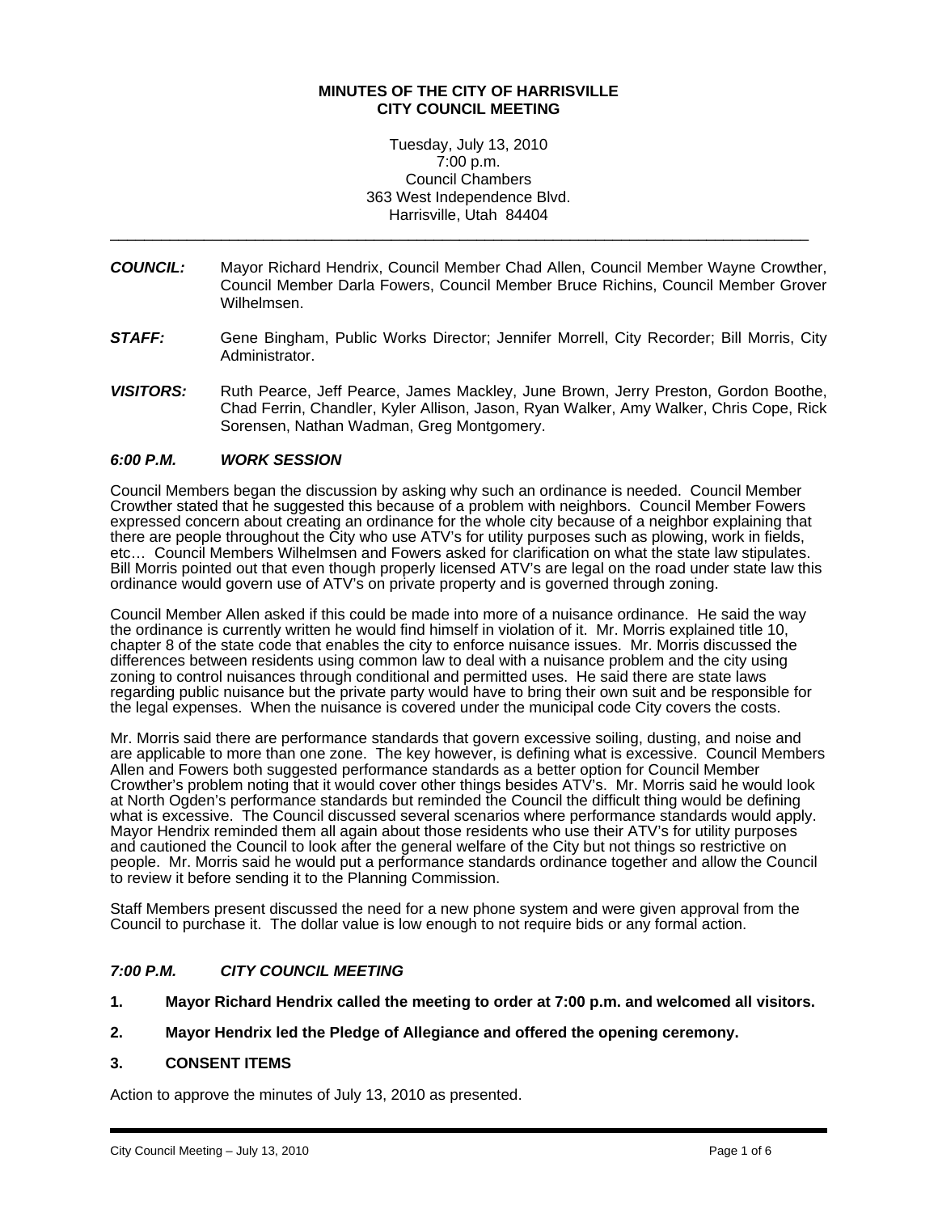**MINUTES OF THE CITY OF HARRISVILLE**
**CITY COUNCIL MEETING**

Tuesday, July 13, 2010
7:00 p.m.
Council Chambers
363 West Independence Blvd.
Harrisville, Utah 84404

---

***COUNCIL:*** Mayor Richard Hendrix, Council Member Chad Allen, Council Member Wayne Crowther, Council Member Darla Fowers, Council Member Bruce Richins, Council Member Grover Wilhelmsen.

***STAFF:*** Gene Bingham, Public Works Director; Jennifer Morrell, City Recorder; Bill Morris, City Administrator.

***VISITORS:*** Ruth Pearce, Jeff Pearce, James Mackley, June Brown, Jerry Preston, Gordon Boothe, Chad Ferrin, Chandler, Kyler Allison, Jason, Ryan Walker, Amy Walker, Chris Cope, Rick Sorensen, Nathan Wadman, Greg Montgomery.

***6:00 P.M. WORK SESSION***

Council Members began the discussion by asking why such an ordinance is needed. Council Member Crowther stated that he suggested this because of a problem with neighbors. Council Member Fowers expressed concern about creating an ordinance for the whole city because of a neighbor explaining that there are people throughout the City who use ATV's for utility purposes such as plowing, work in fields, etc… Council Members Wilhelmsen and Fowers asked for clarification on what the state law stipulates. Bill Morris pointed out that even though properly licensed ATV's are legal on the road under state law this ordinance would govern use of ATV's on private property and is governed through zoning.

Council Member Allen asked if this could be made into more of a nuisance ordinance. He said the way the ordinance is currently written he would find himself in violation of it. Mr. Morris explained title 10, chapter 8 of the state code that enables the city to enforce nuisance issues. Mr. Morris discussed the differences between residents using common law to deal with a nuisance problem and the city using zoning to control nuisances through conditional and permitted uses. He said there are state laws regarding public nuisance but the private party would have to bring their own suit and be responsible for the legal expenses. When the nuisance is covered under the municipal code City covers the costs.

Mr. Morris said there are performance standards that govern excessive soiling, dusting, and noise and are applicable to more than one zone. The key however, is defining what is excessive. Council Members Allen and Fowers both suggested performance standards as a better option for Council Member Crowther's problem noting that it would cover other things besides ATV's. Mr. Morris said he would look at North Ogden's performance standards but reminded the Council the difficult thing would be defining what is excessive. The Council discussed several scenarios where performance standards would apply. Mayor Hendrix reminded them all again about those residents who use their ATV's for utility purposes and cautioned the Council to look after the general welfare of the City but not things so restrictive on people. Mr. Morris said he would put a performance standards ordinance together and allow the Council to review it before sending it to the Planning Commission.

Staff Members present discussed the need for a new phone system and were given approval from the Council to purchase it. The dollar value is low enough to not require bids or any formal action.

***7:00 P.M. CITY COUNCIL MEETING***

**1. Mayor Richard Hendrix called the meeting to order at 7:00 p.m. and welcomed all visitors.**

**2. Mayor Hendrix led the Pledge of Allegiance and offered the opening ceremony.**

**3. CONSENT ITEMS**

Action to approve the minutes of July 13, 2010 as presented.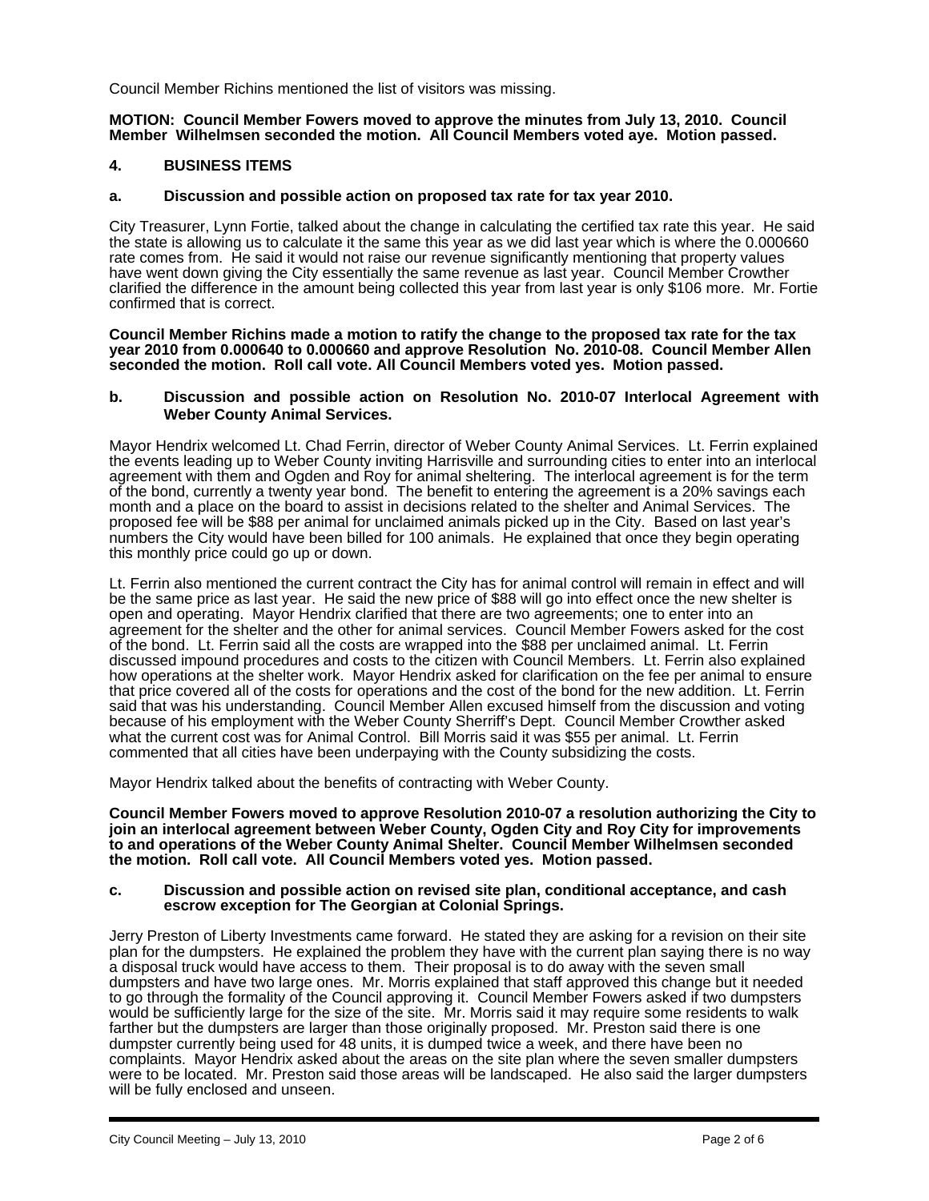Council Member Richins mentioned the list of visitors was missing.

**MOTION: Council Member Fowers moved to approve the minutes from July 13, 2010. Council Member Wilhelmsen seconded the motion. All Council Members voted aye. Motion passed.**

## 4. BUSINESS ITEMS

### a. Discussion and possible action on proposed tax rate for tax year 2010.

City Treasurer, Lynn Fortie, talked about the change in calculating the certified tax rate this year. He said the state is allowing us to calculate it the same this year as we did last year which is where the 0.000660 rate comes from. He said it would not raise our revenue significantly mentioning that property values have went down giving the City essentially the same revenue as last year. Council Member Crowther clarified the difference in the amount being collected this year from last year is only $106 more. Mr. Fortie confirmed that is correct.

**Council Member Richins made a motion to ratify the change to the proposed tax rate for the tax year 2010 from 0.000640 to 0.000660 and approve Resolution No. 2010-08. Council Member Allen seconded the motion. Roll call vote. All Council Members voted yes. Motion passed.**

### b. Discussion and possible action on Resolution No. 2010-07 Interlocal Agreement with Weber County Animal Services.

Mayor Hendrix welcomed Lt. Chad Ferrin, director of Weber County Animal Services. Lt. Ferrin explained the events leading up to Weber County inviting Harrisville and surrounding cities to enter into an interlocal agreement with them and Ogden and Roy for animal sheltering. The interlocal agreement is for the term of the bond, currently a twenty year bond. The benefit to entering the agreement is a 20% savings each month and a place on the board to assist in decisions related to the shelter and Animal Services. The proposed fee will be $88 per animal for unclaimed animals picked up in the City. Based on last year's numbers the City would have been billed for 100 animals. He explained that once they begin operating this monthly price could go up or down.

Lt. Ferrin also mentioned the current contract the City has for animal control will remain in effect and will be the same price as last year. He said the new price of $88 will go into effect once the new shelter is open and operating. Mayor Hendrix clarified that there are two agreements; one to enter into an agreement for the shelter and the other for animal services. Council Member Fowers asked for the cost of the bond. Lt. Ferrin said all the costs are wrapped into the $88 per unclaimed animal. Lt. Ferrin discussed impound procedures and costs to the citizen with Council Members. Lt. Ferrin also explained how operations at the shelter work. Mayor Hendrix asked for clarification on the fee per animal to ensure that price covered all of the costs for operations and the cost of the bond for the new addition. Lt. Ferrin said that was his understanding. Council Member Allen excused himself from the discussion and voting because of his employment with the Weber County Sherriff's Dept. Council Member Crowther asked what the current cost was for Animal Control. Bill Morris said it was $55 per animal. Lt. Ferrin commented that all cities have been underpaying with the County subsidizing the costs.

Mayor Hendrix talked about the benefits of contracting with Weber County.

**Council Member Fowers moved to approve Resolution 2010-07 a resolution authorizing the City to join an interlocal agreement between Weber County, Ogden City and Roy City for improvements to and operations of the Weber County Animal Shelter. Council Member Wilhelmsen seconded the motion. Roll call vote. All Council Members voted yes. Motion passed.**

### c. Discussion and possible action on revised site plan, conditional acceptance, and cash escrow exception for The Georgian at Colonial Springs.

Jerry Preston of Liberty Investments came forward. He stated they are asking for a revision on their site plan for the dumpsters. He explained the problem they have with the current plan saying there is no way a disposal truck would have access to them. Their proposal is to do away with the seven small dumpsters and have two large ones. Mr. Morris explained that staff approved this change but it needed to go through the formality of the Council approving it. Council Member Fowers asked if two dumpsters would be sufficiently large for the size of the site. Mr. Morris said it may require some residents to walk farther but the dumpsters are larger than those originally proposed. Mr. Preston said there is one dumpster currently being used for 48 units, it is dumped twice a week, and there have been no complaints. Mayor Hendrix asked about the areas on the site plan where the seven smaller dumpsters were to be located. Mr. Preston said those areas will be landscaped. He also said the larger dumpsters will be fully enclosed and unseen.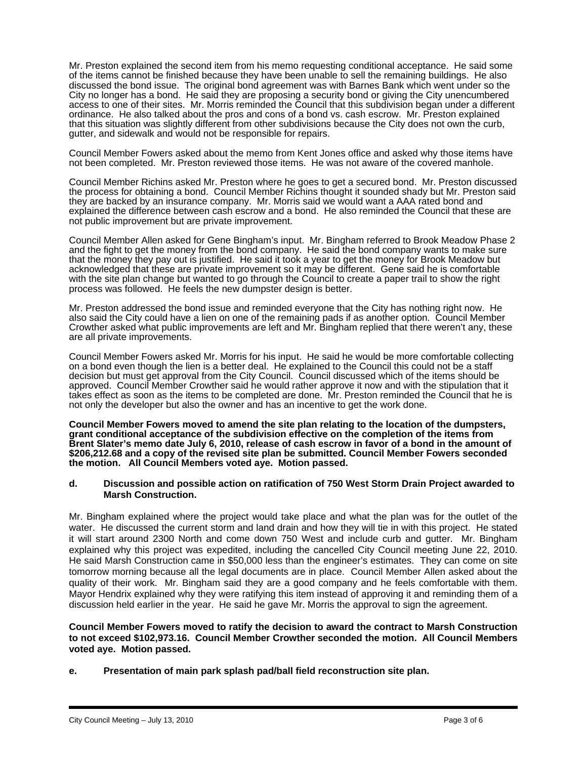Mr. Preston explained the second item from his memo requesting conditional acceptance. He said some of the items cannot be finished because they have been unable to sell the remaining buildings. He also discussed the bond issue. The original bond agreement was with Barnes Bank which went under so the City no longer has a bond. He said they are proposing a security bond or giving the City unencumbered access to one of their sites. Mr. Morris reminded the Council that this subdivision began under a different ordinance. He also talked about the pros and cons of a bond vs. cash escrow. Mr. Preston explained that this situation was slightly different from other subdivisions because the City does not own the curb, gutter, and sidewalk and would not be responsible for repairs.

Council Member Fowers asked about the memo from Kent Jones office and asked why those items have not been completed. Mr. Preston reviewed those items. He was not aware of the covered manhole.

Council Member Richins asked Mr. Preston where he goes to get a secured bond. Mr. Preston discussed the process for obtaining a bond. Council Member Richins thought it sounded shady but Mr. Preston said they are backed by an insurance company. Mr. Morris said we would want a AAA rated bond and explained the difference between cash escrow and a bond. He also reminded the Council that these are not public improvement but are private improvement.

Council Member Allen asked for Gene Bingham's input. Mr. Bingham referred to Brook Meadow Phase 2 and the fight to get the money from the bond company. He said the bond company wants to make sure that the money they pay out is justified. He said it took a year to get the money for Brook Meadow but acknowledged that these are private improvement so it may be different. Gene said he is comfortable with the site plan change but wanted to go through the Council to create a paper trail to show the right process was followed. He feels the new dumpster design is better.

Mr. Preston addressed the bond issue and reminded everyone that the City has nothing right now. He also said the City could have a lien on one of the remaining pads if as another option. Council Member Crowther asked what public improvements are left and Mr. Bingham replied that there weren't any, these are all private improvements.

Council Member Fowers asked Mr. Morris for his input. He said he would be more comfortable collecting on a bond even though the lien is a better deal. He explained to the Council this could not be a staff decision but must get approval from the City Council. Council discussed which of the items should be approved. Council Member Crowther said he would rather approve it now and with the stipulation that it takes effect as soon as the items to be completed are done. Mr. Preston reminded the Council that he is not only the developer but also the owner and has an incentive to get the work done.

**Council Member Fowers moved to amend the site plan relating to the location of the dumpsters, grant conditional acceptance of the subdivision effective on the completion of the items from Brent Slater's memo date July 6, 2010, release of cash escrow in favor of a bond in the amount of $206,212.68 and a copy of the revised site plan be submitted. Council Member Fowers seconded the motion. All Council Members voted aye. Motion passed.**

**d. Discussion and possible action on ratification of 750 West Storm Drain Project awarded to Marsh Construction.**

Mr. Bingham explained where the project would take place and what the plan was for the outlet of the water. He discussed the current storm and land drain and how they will tie in with this project. He stated it will start around 2300 North and come down 750 West and include curb and gutter. Mr. Bingham explained why this project was expedited, including the cancelled City Council meeting June 22, 2010. He said Marsh Construction came in $50,000 less than the engineer's estimates. They can come on site tomorrow morning because all the legal documents are in place. Council Member Allen asked about the quality of their work. Mr. Bingham said they are a good company and he feels comfortable with them. Mayor Hendrix explained why they were ratifying this item instead of approving it and reminding them of a discussion held earlier in the year. He said he gave Mr. Morris the approval to sign the agreement.

**Council Member Fowers moved to ratify the decision to award the contract to Marsh Construction to not exceed $102,973.16. Council Member Crowther seconded the motion. All Council Members voted aye. Motion passed.**

**e. Presentation of main park splash pad/ball field reconstruction site plan.**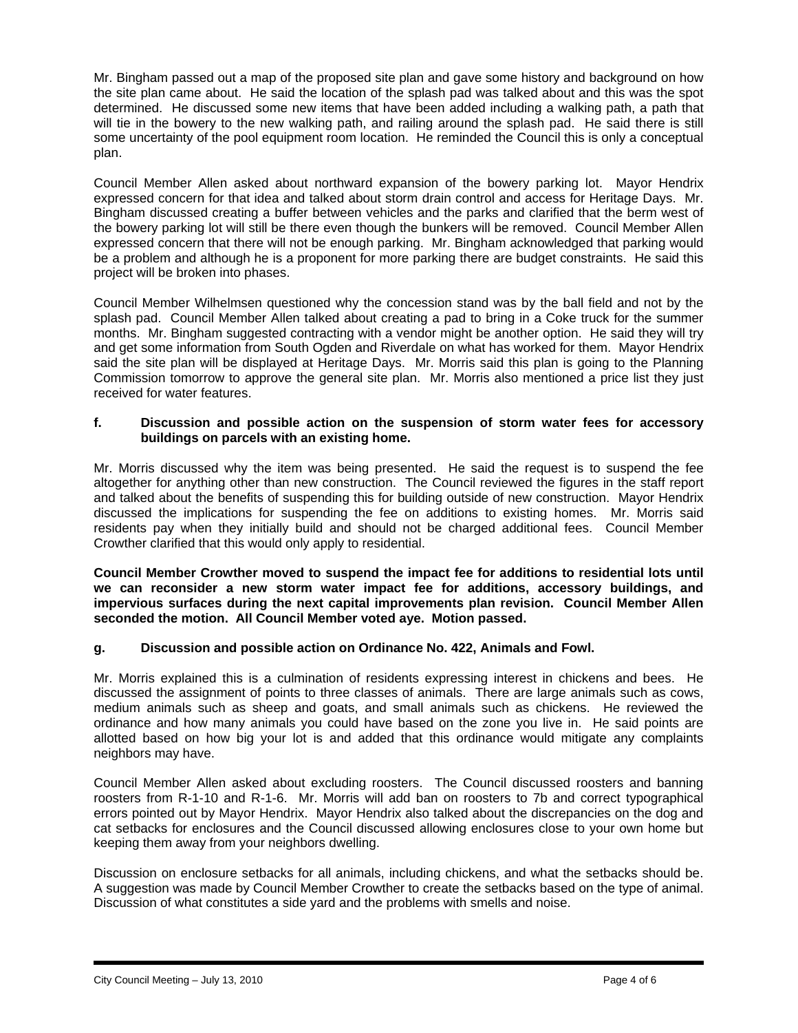Mr. Bingham passed out a map of the proposed site plan and gave some history and background on how the site plan came about. He said the location of the splash pad was talked about and this was the spot determined. He discussed some new items that have been added including a walking path, a path that will tie in the bowery to the new walking path, and railing around the splash pad. He said there is still some uncertainty of the pool equipment room location. He reminded the Council this is only a conceptual plan.

Council Member Allen asked about northward expansion of the bowery parking lot. Mayor Hendrix expressed concern for that idea and talked about storm drain control and access for Heritage Days. Mr. Bingham discussed creating a buffer between vehicles and the parks and clarified that the berm west of the bowery parking lot will still be there even though the bunkers will be removed. Council Member Allen expressed concern that there will not be enough parking. Mr. Bingham acknowledged that parking would be a problem and although he is a proponent for more parking there are budget constraints. He said this project will be broken into phases.

Council Member Wilhelmsen questioned why the concession stand was by the ball field and not by the splash pad. Council Member Allen talked about creating a pad to bring in a Coke truck for the summer months. Mr. Bingham suggested contracting with a vendor might be another option. He said they will try and get some information from South Ogden and Riverdale on what has worked for them. Mayor Hendrix said the site plan will be displayed at Heritage Days. Mr. Morris said this plan is going to the Planning Commission tomorrow to approve the general site plan. Mr. Morris also mentioned a price list they just received for water features.

**f. Discussion and possible action on the suspension of storm water fees for accessory buildings on parcels with an existing home.**

Mr. Morris discussed why the item was being presented. He said the request is to suspend the fee altogether for anything other than new construction. The Council reviewed the figures in the staff report and talked about the benefits of suspending this for building outside of new construction. Mayor Hendrix discussed the implications for suspending the fee on additions to existing homes. Mr. Morris said residents pay when they initially build and should not be charged additional fees. Council Member Crowther clarified that this would only apply to residential.

**Council Member Crowther moved to suspend the impact fee for additions to residential lots until we can reconsider a new storm water impact fee for additions, accessory buildings, and impervious surfaces during the next capital improvements plan revision. Council Member Allen seconded the motion. All Council Member voted aye. Motion passed.**

**g. Discussion and possible action on Ordinance No. 422, Animals and Fowl.**

Mr. Morris explained this is a culmination of residents expressing interest in chickens and bees. He discussed the assignment of points to three classes of animals. There are large animals such as cows, medium animals such as sheep and goats, and small animals such as chickens. He reviewed the ordinance and how many animals you could have based on the zone you live in. He said points are allotted based on how big your lot is and added that this ordinance would mitigate any complaints neighbors may have.

Council Member Allen asked about excluding roosters. The Council discussed roosters and banning roosters from R-1-10 and R-1-6. Mr. Morris will add ban on roosters to 7b and correct typographical errors pointed out by Mayor Hendrix. Mayor Hendrix also talked about the discrepancies on the dog and cat setbacks for enclosures and the Council discussed allowing enclosures close to your own home but keeping them away from your neighbors dwelling.

Discussion on enclosure setbacks for all animals, including chickens, and what the setbacks should be. A suggestion was made by Council Member Crowther to create the setbacks based on the type of animal. Discussion of what constitutes a side yard and the problems with smells and noise.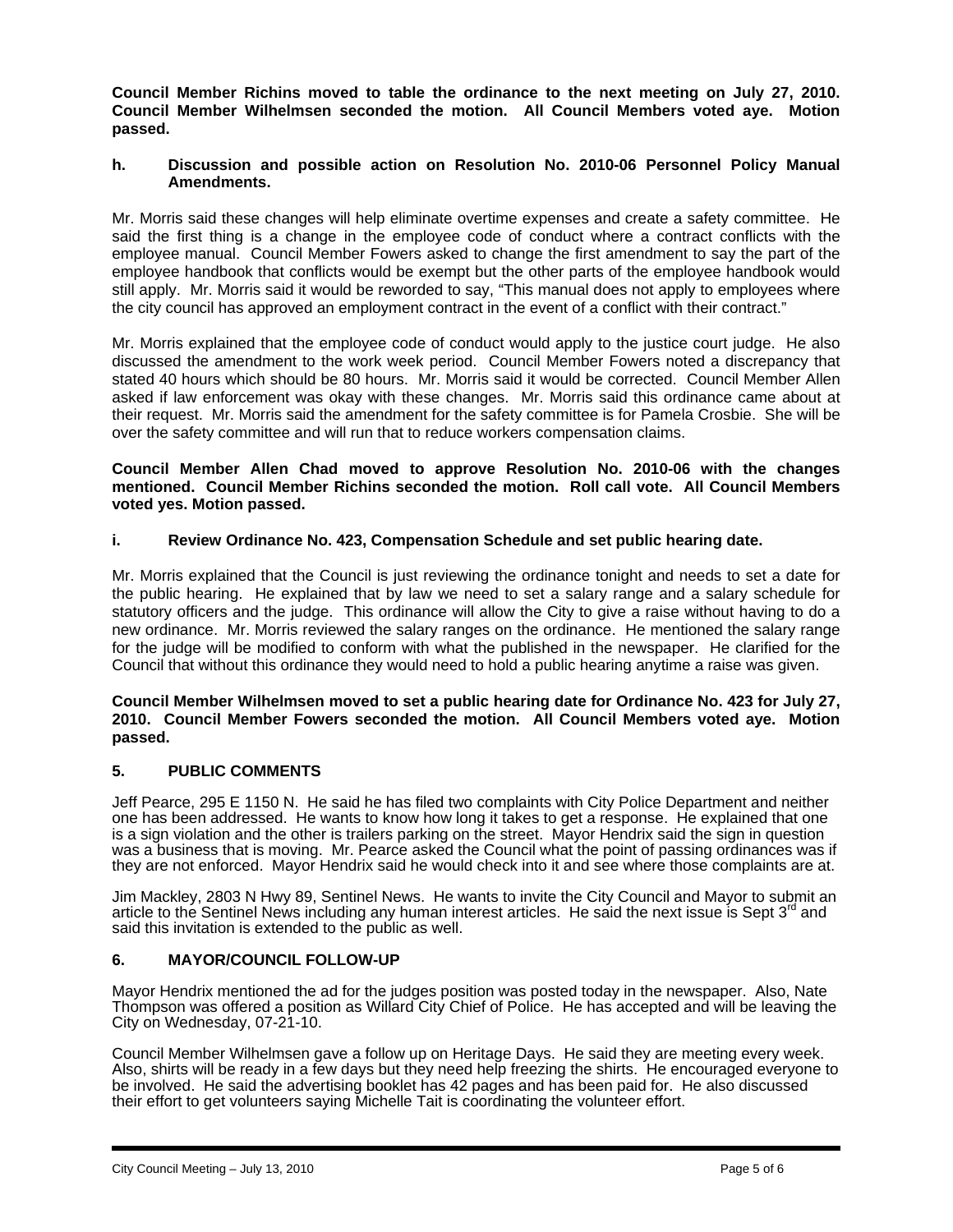**Council Member Richins moved to table the ordinance to the next meeting on July 27, 2010. Council Member Wilhelmsen seconded the motion. All Council Members voted aye. Motion passed.**

**h. Discussion and possible action on Resolution No. 2010-06 Personnel Policy Manual Amendments.**

Mr. Morris said these changes will help eliminate overtime expenses and create a safety committee. He said the first thing is a change in the employee code of conduct where a contract conflicts with the employee manual. Council Member Fowers asked to change the first amendment to say the part of the employee handbook that conflicts would be exempt but the other parts of the employee handbook would still apply. Mr. Morris said it would be reworded to say, "This manual does not apply to employees where the city council has approved an employment contract in the event of a conflict with their contract."

Mr. Morris explained that the employee code of conduct would apply to the justice court judge. He also discussed the amendment to the work week period. Council Member Fowers noted a discrepancy that stated 40 hours which should be 80 hours. Mr. Morris said it would be corrected. Council Member Allen asked if law enforcement was okay with these changes. Mr. Morris said this ordinance came about at their request. Mr. Morris said the amendment for the safety committee is for Pamela Crosbie. She will be over the safety committee and will run that to reduce workers compensation claims.

**Council Member Allen Chad moved to approve Resolution No. 2010-06 with the changes mentioned. Council Member Richins seconded the motion. Roll call vote. All Council Members voted yes. Motion passed.**

**i. Review Ordinance No. 423, Compensation Schedule and set public hearing date.**

Mr. Morris explained that the Council is just reviewing the ordinance tonight and needs to set a date for the public hearing. He explained that by law we need to set a salary range and a salary schedule for statutory officers and the judge. This ordinance will allow the City to give a raise without having to do a new ordinance. Mr. Morris reviewed the salary ranges on the ordinance. He mentioned the salary range for the judge will be modified to conform with what the published in the newspaper. He clarified for the Council that without this ordinance they would need to hold a public hearing anytime a raise was given.

**Council Member Wilhelmsen moved to set a public hearing date for Ordinance No. 423 for July 27, 2010. Council Member Fowers seconded the motion. All Council Members voted aye. Motion passed.**

## 5. PUBLIC COMMENTS

Jeff Pearce, 295 E 1150 N. He said he has filed two complaints with City Police Department and neither one has been addressed. He wants to know how long it takes to get a response. He explained that one is a sign violation and the other is trailers parking on the street. Mayor Hendrix said the sign in question was a business that is moving. Mr. Pearce asked the Council what the point of passing ordinances was if they are not enforced. Mayor Hendrix said he would check into it and see where those complaints are at.

Jim Mackley, 2803 N Hwy 89, Sentinel News. He wants to invite the City Council and Mayor to submit an article to the Sentinel News including any human interest articles. He said the next issue is Sept 3rd and said this invitation is extended to the public as well.

## 6. MAYOR/COUNCIL FOLLOW-UP

Mayor Hendrix mentioned the ad for the judges position was posted today in the newspaper. Also, Nate Thompson was offered a position as Willard City Chief of Police. He has accepted and will be leaving the City on Wednesday, 07-21-10.

Council Member Wilhelmsen gave a follow up on Heritage Days. He said they are meeting every week. Also, shirts will be ready in a few days but they need help freezing the shirts. He encouraged everyone to be involved. He said the advertising booklet has 42 pages and has been paid for. He also discussed their effort to get volunteers saying Michelle Tait is coordinating the volunteer effort.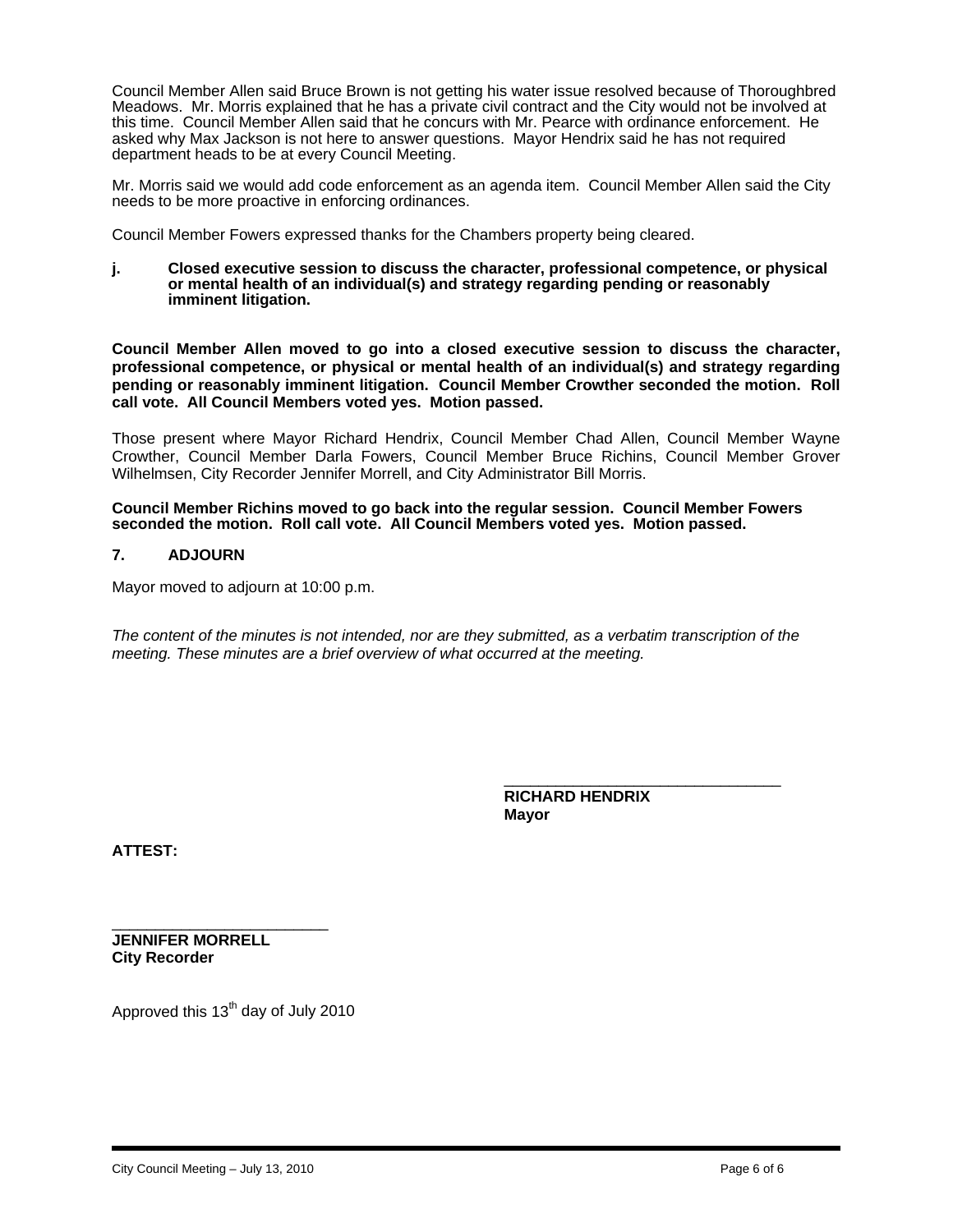Council Member Allen said Bruce Brown is not getting his water issue resolved because of Thoroughbred Meadows. Mr. Morris explained that he has a private civil contract and the City would not be involved at this time. Council Member Allen said that he concurs with Mr. Pearce with ordinance enforcement. He asked why Max Jackson is not here to answer questions. Mayor Hendrix said he has not required department heads to be at every Council Meeting.

Mr. Morris said we would add code enforcement as an agenda item. Council Member Allen said the City needs to be more proactive in enforcing ordinances.

Council Member Fowers expressed thanks for the Chambers property being cleared.

**j. Closed executive session to discuss the character, professional competence, or physical or mental health of an individual(s) and strategy regarding pending or reasonably imminent litigation.**

**Council Member Allen moved to go into a closed executive session to discuss the character, professional competence, or physical or mental health of an individual(s) and strategy regarding pending or reasonably imminent litigation. Council Member Crowther seconded the motion. Roll call vote. All Council Members voted yes. Motion passed.**

Those present where Mayor Richard Hendrix, Council Member Chad Allen, Council Member Wayne Crowther, Council Member Darla Fowers, Council Member Bruce Richins, Council Member Grover Wilhelmsen, City Recorder Jennifer Morrell, and City Administrator Bill Morris.

**Council Member Richins moved to go back into the regular session. Council Member Fowers seconded the motion. Roll call vote. All Council Members voted yes. Motion passed.**

## 7. ADJOURN

Mayor moved to adjourn at 10:00 p.m.

*The content of the minutes is not intended, nor are they submitted, as a verbatim transcription of the meeting. These minutes are a brief overview of what occurred at the meeting.*

\_\_\_\_\_\_\_\_\_\_\_\_\_\_\_\_\_\_\_\_\_\_\_\_\_\_\_\_\_\_\_\_\_
**RICHARD HENDRIX**
**Mayor**

**ATTEST:**

\_\_\_\_\_\_\_\_\_\_\_\_\_\_\_\_\_\_\_\_\_\_\_\_\_
**JENNIFER MORRELL**
**City Recorder**

Approved this 13th day of July 2010